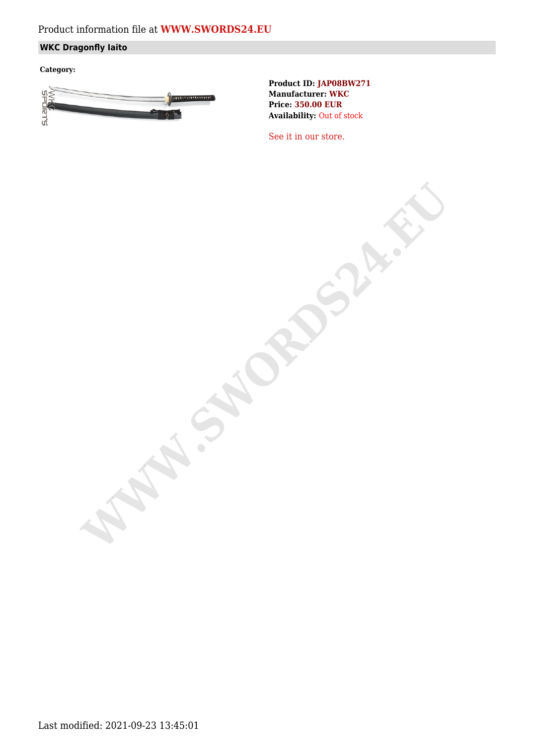Product information file at **WWW.SWORDS24.EU**

## WKC Dragonfly Iaito

**Category:**

**Product ID:** JAP08BW271
**Manufacturer:** WKC
**Price:** 350.00 EUR
**Availability:** Out of stock

See it in our store.

Last modified: 2021-09-23 13:45:01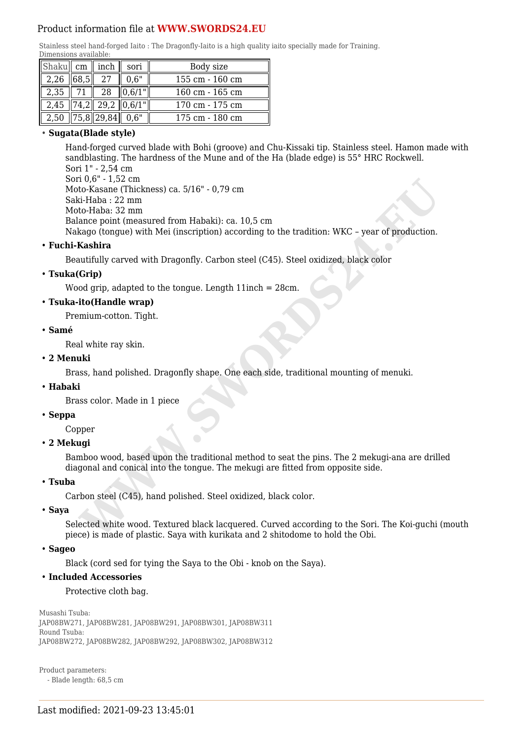Product information file at **WWW.SWORDS24.EU**

Stainless steel hand-forged Iaito : The Dragonfly-Iaito is a high quality iaito specially made for Training.
Dimensions available:

| Shaku | cm | inch | sori | Body size |
|---|---|---|---|---|
| 2,26 | 68,5 | 27 | 0,6" | 155 cm - 160 cm |
| 2,35 | 71 | 28 | 0,6/1" | 160 cm - 165 cm |
| 2,45 | 74,2 | 29,2 | 0,6/1" | 170 cm - 175 cm |
| 2,50 | 75,8 | 29,84 | 0,6" | 175 cm - 180 cm |

- **Sugata(Blade style)**

  Hand-forged curved blade with Bohi (groove) and Chu-Kissaki tip. Stainless steel. Hamon made with sandblasting. The hardness of the Mune and of the Ha (blade edge) is 55° HRC Rockwell.
  Sori 1" - 2,54 cm
  Sori 0,6" - 1,52 cm
  Moto-Kasane (Thickness) ca. 5/16" - 0,79 cm
  Saki-Haba : 22 mm
  Moto-Haba: 32 mm
  Balance point (measured from Habaki): ca. 10,5 cm
  Nakago (tongue) with Mei (inscription) according to the tradition: WKC – year of production.

- **Fuchi-Kashira**

  Beautifully carved with Dragonfly. Carbon steel (C45). Steel oxidized, black color

- **Tsuka(Grip)**

  Wood grip, adapted to the tongue. Length 11inch = 28cm.

- **Tsuka-ito(Handle wrap)**

  Premium-cotton. Tight.

- **Samé**

  Real white ray skin.

- **2 Menuki**

  Brass, hand polished. Dragonfly shape. One each side, traditional mounting of menuki.

- **Habaki**

  Brass color. Made in 1 piece

- **Seppa**

  Copper

- **2 Mekugi**

  Bamboo wood, based upon the traditional method to seat the pins. The 2 mekugi-ana are drilled diagonal and conical into the tongue. The mekugi are fitted from opposite side.

- **Tsuba**

  Carbon steel (C45), hand polished. Steel oxidized, black color.

- **Saya**

  Selected white wood. Textured black lacquered. Curved according to the Sori. The Koi-guchi (mouth piece) is made of plastic. Saya with kurikata and 2 shitodome to hold the Obi.

- **Sageo**

  Black (cord sed for tying the Saya to the Obi - knob on the Saya).

- **Included Accessories**

  Protective cloth bag.

Musashi Tsuba:
JAP08BW271, JAP08BW281, JAP08BW291, JAP08BW301, JAP08BW311
Round Tsuba:
JAP08BW272, JAP08BW282, JAP08BW292, JAP08BW302, JAP08BW312

Product parameters:
- Blade length: 68,5 cm

Last modified: 2021-09-23 13:45:01